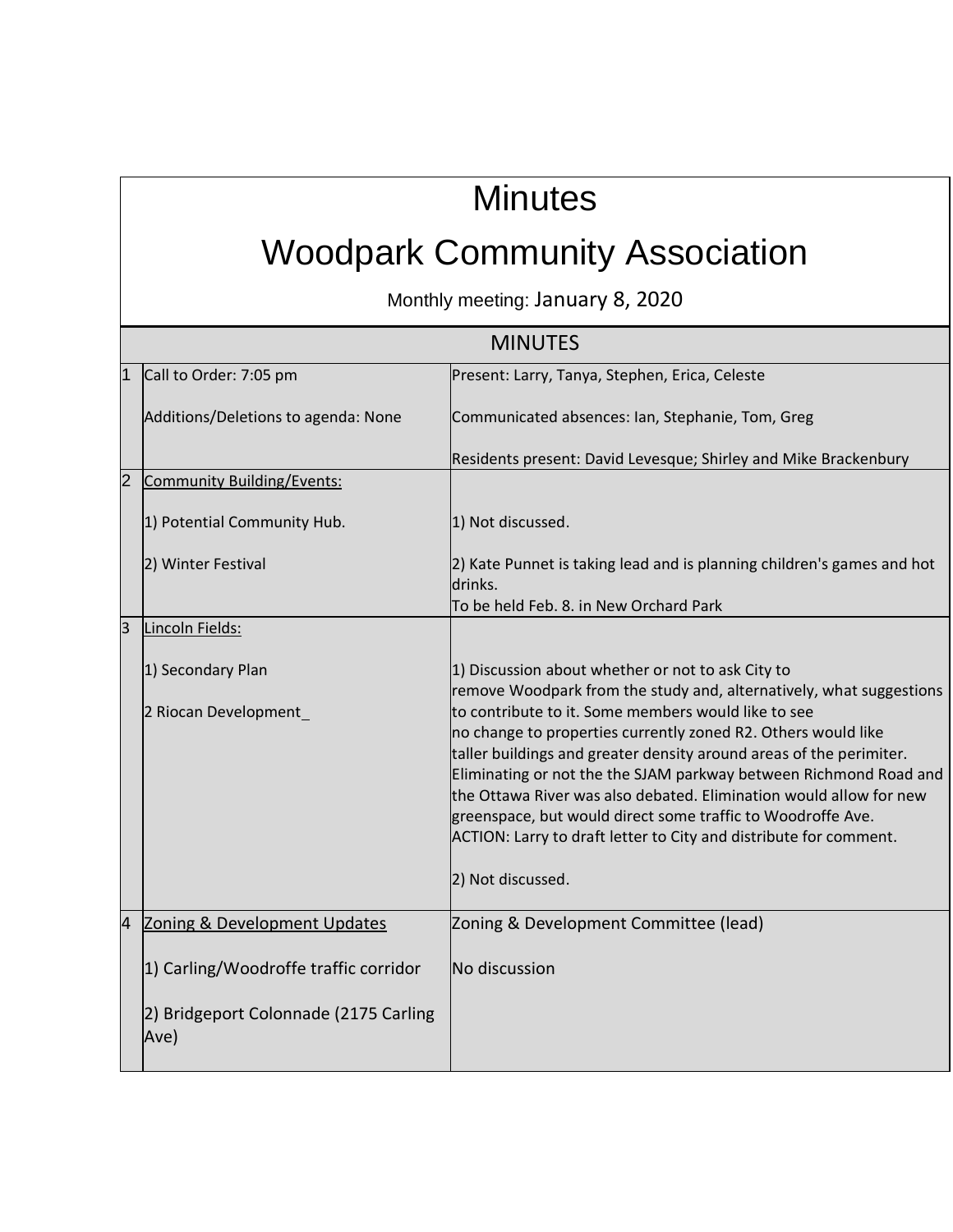# Minutes

# Woodpark Community Association

Monthly meeting: January 8, 2020

## MINUTES

| # | Item | Notes |
|---|---|---|
| 1 | Call to Order: 7:05 pm<br><br>Additions/Deletions to agenda: None | Present: Larry, Tanya, Stephen, Erica, Celeste<br><br>Communicated absences: Ian, Stephanie, Tom, Greg<br><br>Residents present: David Levesque; Shirley and Mike Brackenbury |
| 2 | Community Building/Events:<br><br>1) Potential Community Hub.<br><br>2) Winter Festival | <br><br>1) Not discussed.<br><br>2) Kate Punnet is taking lead and is planning children's games and hot drinks.<br>To be held Feb. 8. in New Orchard Park |
| 3 | Lincoln Fields:<br><br>1) Secondary Plan<br><br>2 Riocan Development_ | <br><br>1) Discussion about whether or not to ask City to remove Woodpark from the study and, alternatively, what suggestions to contribute to it. Some members would like to see no change to properties currently zoned R2. Others would like taller buildings and greater density around areas of the perimiter. Eliminating or not the the SJAM parkway between Richmond Road and the Ottawa River was also debated. Elimination would allow for new greenspace, but would direct some traffic to Woodroffe Ave.<br>ACTION: Larry to draft letter to City and distribute for comment.<br><br>2) Not discussed. |
| 4 | Zoning & Development Updates<br><br>1) Carling/Woodroffe traffic corridor<br><br>2) Bridgeport Colonnade (2175 Carling Ave) | Zoning & Development Committee (lead)<br><br>No discussion |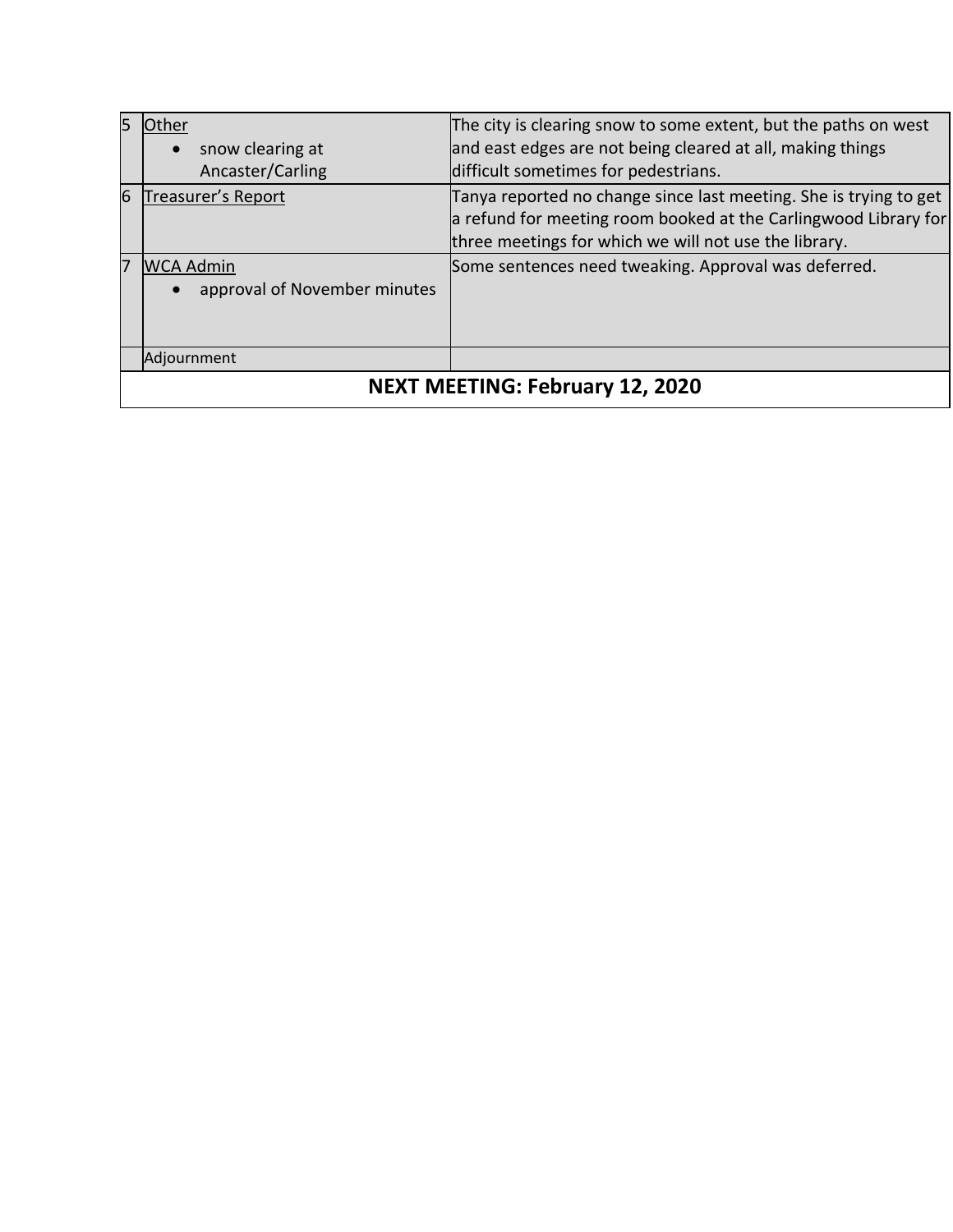| | | |
|---|---|---|
| 5 | Other<br>• snow clearing at Ancaster/Carling | The city is clearing snow to some extent, but the paths on west and east edges are not being cleared at all, making things difficult sometimes for pedestrians. |
| 6 | Treasurer's Report | Tanya reported no change since last meeting. She is trying to get a refund for meeting room booked at the Carlingwood Library for three meetings for which we will not use the library. |
| 7 | WCA Admin<br>• approval of November minutes | Some sentences need tweaking. Approval was deferred. |
| | Adjournment | |

**NEXT MEETING: February 12, 2020**